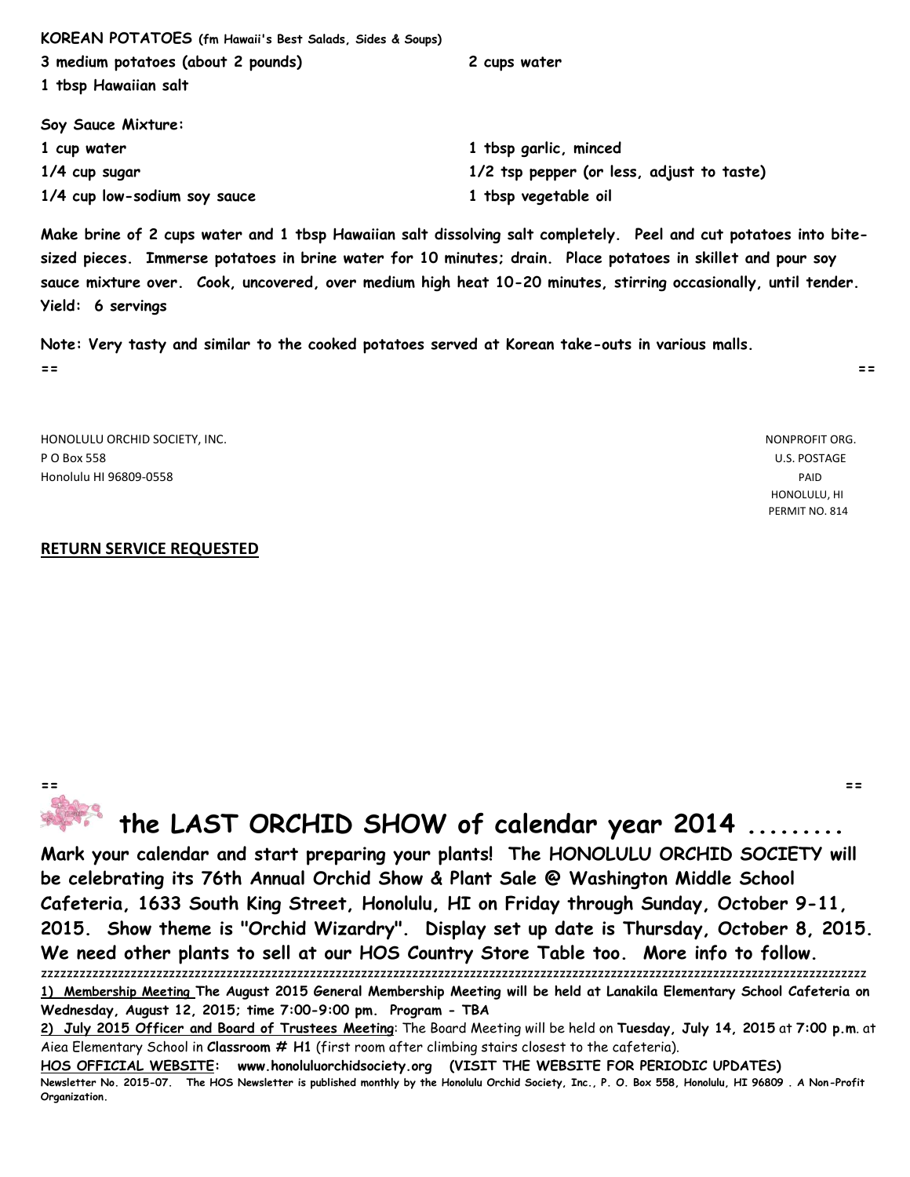**KOREAN POTATOES** (fm Hawaii's Best Salads, Sides & Soups)

**3 medium potatoes (about 2 pounds)**
**2 cups water**
**1 tbsp Hawaiian salt**

**Soy Sauce Mixture:**

**1 cup water**
**1/4 cup sugar**
**1/4 cup low-sodium soy sauce**
**1 tbsp garlic, minced**
**1/2 tsp pepper (or less, adjust to taste)**
**1 tbsp vegetable oil**

**Make brine of 2 cups water and 1 tbsp Hawaiian salt dissolving salt completely. Peel and cut potatoes into bite-sized pieces. Immerse potatoes in brine water for 10 minutes; drain. Place potatoes in skillet and pour soy sauce mixture over. Cook, uncovered, over medium high heat 10-20 minutes, stirring occasionally, until tender. Yield: 6 servings**

**Note: Very tasty and similar to the cooked potatoes served at Korean take-outs in various malls.**

== ==

HONOLULU ORCHID SOCIETY, INC.
P O Box 558
Honolulu HI 96809-0558

NONPROFIT ORG.
U.S. POSTAGE
PAID
HONOLULU, HI
PERMIT NO. 814

**RETURN SERVICE REQUESTED**

== ==

# the LAST ORCHID SHOW of calendar year 2014 .........

**Mark your calendar and start preparing your plants! The HONOLULU ORCHID SOCIETY will be celebrating its 76th Annual Orchid Show & Plant Sale @ Washington Middle School Cafeteria, 1633 South King Street, Honolulu, HI on Friday through Sunday, October 9-11, 2015. Show theme is "Orchid Wizardry". Display set up date is Thursday, October 8, 2015. We need other plants to sell at our HOS Country Store Table too. More info to follow.**

zzzzzzzzzzzzzzzzzzzzzzzzzzzzzzzzzzzzzzzzzzzzzzzzzzzzzzzzzzzzzzzzzzzzzzzzzzzzzzzzzzzzzzzzzzzzzzzzzzzzzzzzzzzz

**1) Membership Meeting The August 2015 General Membership Meeting will be held at Lanakila Elementary School Cafeteria on Wednesday, August 12, 2015; time 7:00-9:00 pm. Program - TBA**

**2) July 2015 Officer and Board of Trustees Meeting**: The Board Meeting will be held on **Tuesday, July 14, 2015** at **7:00 p.m**. at Aiea Elementary School in **Classroom # H1** (first room after climbing stairs closest to the cafeteria).

**HOS OFFICIAL WEBSITE: www.honoluluorchidsociety.org (VISIT THE WEBSITE FOR PERIODIC UPDATES)**

**Newsletter No. 2015-07. The HOS Newsletter is published monthly by the Honolulu Orchid Society, Inc., P. O. Box 558, Honolulu, HI 96809 . A Non-Profit Organization.**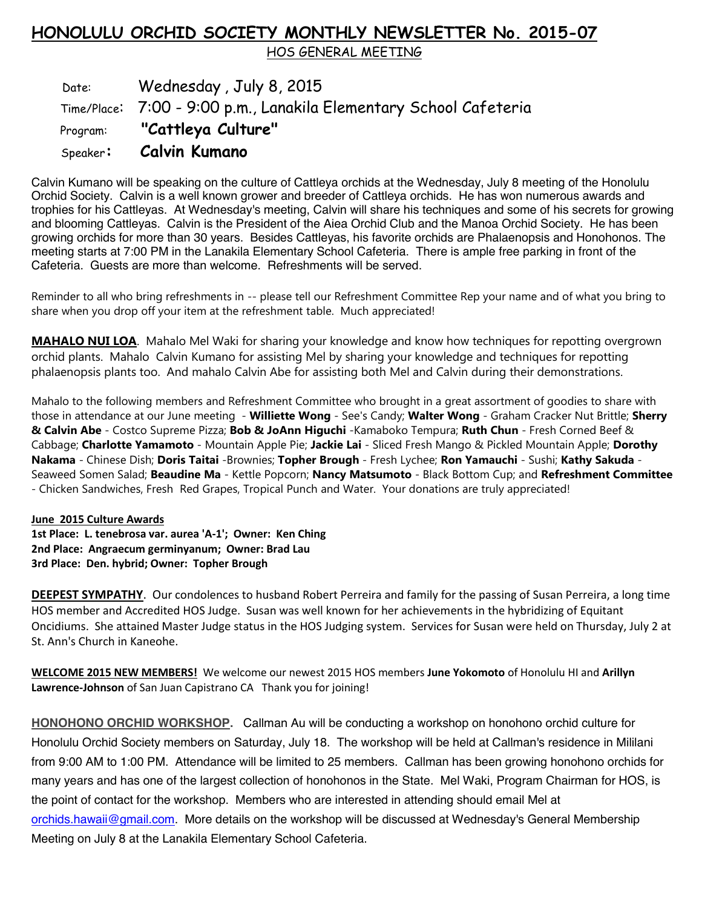# HONOLULU ORCHID SOCIETY MONTHLY NEWSLETTER No. 2015-07

## HOS GENERAL MEETING

Date: Wednesday , July 8, 2015

Time/Place: 7:00 - 9:00 p.m., Lanakila Elementary School Cafeteria

Program: **"Cattleya Culture"**

Speaker: **Calvin Kumano**

Calvin Kumano will be speaking on the culture of Cattleya orchids at the Wednesday, July 8 meeting of the Honolulu Orchid Society. Calvin is a well known grower and breeder of Cattleya orchids. He has won numerous awards and trophies for his Cattleyas. At Wednesday's meeting, Calvin will share his techniques and some of his secrets for growing and blooming Cattleyas. Calvin is the President of the Aiea Orchid Club and the Manoa Orchid Society. He has been growing orchids for more than 30 years. Besides Cattleyas, his favorite orchids are Phalaenopsis and Honohonos. The meeting starts at 7:00 PM in the Lanakila Elementary School Cafeteria. There is ample free parking in front of the Cafeteria. Guests are more than welcome. Refreshments will be served.

Reminder to all who bring refreshments in -- please tell our Refreshment Committee Rep your name and of what you bring to share when you drop off your item at the refreshment table. Much appreciated!

**MAHALO NUI LOA**. Mahalo Mel Waki for sharing your knowledge and know how techniques for repotting overgrown orchid plants. Mahalo Calvin Kumano for assisting Mel by sharing your knowledge and techniques for repotting phalaenopsis plants too. And mahalo Calvin Abe for assisting both Mel and Calvin during their demonstrations.

Mahalo to the following members and Refreshment Committee who brought in a great assortment of goodies to share with those in attendance at our June meeting - **Williette Wong** - See's Candy; **Walter Wong** - Graham Cracker Nut Brittle; **Sherry & Calvin Abe** - Costco Supreme Pizza; **Bob & JoAnn Higuchi** -Kamaboko Tempura; **Ruth Chun** - Fresh Corned Beef & Cabbage; **Charlotte Yamamoto** - Mountain Apple Pie; **Jackie Lai** - Sliced Fresh Mango & Pickled Mountain Apple; **Dorothy Nakama** - Chinese Dish; **Doris Taitai** -Brownies; **Topher Brough** - Fresh Lychee; **Ron Yamauchi** - Sushi; **Kathy Sakuda** - Seaweed Somen Salad; **Beaudine Ma** - Kettle Popcorn; **Nancy Matsumoto** - Black Bottom Cup; and **Refreshment Committee** - Chicken Sandwiches, Fresh Red Grapes, Tropical Punch and Water. Your donations are truly appreciated!

**June 2015 Culture Awards**

**1st Place: L. tenebrosa var. aurea 'A-1'; Owner: Ken Ching**
**2nd Place: Angraecum germinyanum; Owner: Brad Lau**
**3rd Place: Den. hybrid; Owner: Topher Brough**

**DEEPEST SYMPATHY**. Our condolences to husband Robert Perreira and family for the passing of Susan Perreira, a long time HOS member and Accredited HOS Judge. Susan was well known for her achievements in the hybridizing of Equitant Oncidiums. She attained Master Judge status in the HOS Judging system. Services for Susan were held on Thursday, July 2 at St. Ann's Church in Kaneohe.

**WELCOME 2015 NEW MEMBERS!** We welcome our newest 2015 HOS members **June Yokomoto** of Honolulu HI and **Arillyn Lawrence-Johnson** of San Juan Capistrano CA Thank you for joining!

**HONOHONO ORCHID WORKSHOP.** Callman Au will be conducting a workshop on honohono orchid culture for Honolulu Orchid Society members on Saturday, July 18. The workshop will be held at Callman's residence in Mililani from 9:00 AM to 1:00 PM. Attendance will be limited to 25 members. Callman has been growing honohono orchids for many years and has one of the largest collection of honohonos in the State. Mel Waki, Program Chairman for HOS, is the point of contact for the workshop. Members who are interested in attending should email Mel at orchids.hawaii@gmail.com. More details on the workshop will be discussed at Wednesday's General Membership Meeting on July 8 at the Lanakila Elementary School Cafeteria.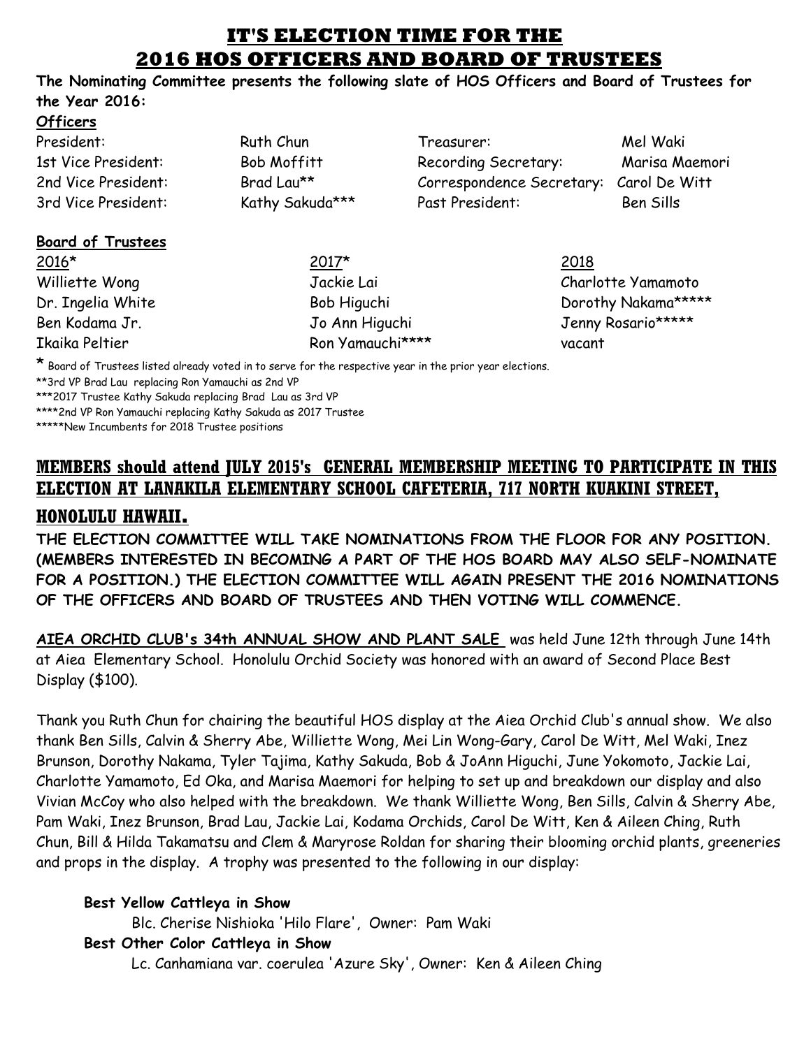# IT'S ELECTION TIME FOR THE 2016 HOS OFFICERS AND BOARD OF TRUSTEES

**The Nominating Committee presents the following slate of HOS Officers and Board of Trustees for the Year 2016:**

**Officers**

| | | | |
|---|---|---|---|
| President: | Ruth Chun | Treasurer: | Mel Waki |
| 1st Vice President: | Bob Moffitt | Recording Secretary: | Marisa Maemori |
| 2nd Vice President: | Brad Lau** | Correspondence Secretary: | Carol De Witt |
| 3rd Vice President: | Kathy Sakuda*** | Past President: | Ben Sills |

**Board of Trustees**

| 2016* | 2017* | 2018 |
|---|---|---|
| Williette Wong | Jackie Lai | Charlotte Yamamoto |
| Dr. Ingelia White | Bob Higuchi | Dorothy Nakama***** |
| Ben Kodama Jr. | Jo Ann Higuchi | Jenny Rosario***** |
| Ikaika Peltier | Ron Yamauchi**** | vacant |

* Board of Trustees listed already voted in to serve for the respective year in the prior year elections.

**3rd VP Brad Lau replacing Ron Yamauchi as 2nd VP

***2017 Trustee Kathy Sakuda replacing Brad Lau as 3rd VP

****2nd VP Ron Yamauchi replacing Kathy Sakuda as 2017 Trustee

*****New Incumbents for 2018 Trustee positions

## MEMBERS should attend JULY 2015's GENERAL MEMBERSHIP MEETING TO PARTICIPATE IN THIS ELECTION AT LANAKILA ELEMENTARY SCHOOL CAFETERIA, 717 NORTH KUAKINI STREET, HONOLULU HAWAII.

**THE ELECTION COMMITTEE WILL TAKE NOMINATIONS FROM THE FLOOR FOR ANY POSITION. (MEMBERS INTERESTED IN BECOMING A PART OF THE HOS BOARD MAY ALSO SELF-NOMINATE FOR A POSITION.) THE ELECTION COMMITTEE WILL AGAIN PRESENT THE 2016 NOMINATIONS OF THE OFFICERS AND BOARD OF TRUSTEES AND THEN VOTING WILL COMMENCE.**

**AIEA ORCHID CLUB's 34th ANNUAL SHOW AND PLANT SALE** was held June 12th through June 14th at Aiea Elementary School. Honolulu Orchid Society was honored with an award of Second Place Best Display ($100).

Thank you Ruth Chun for chairing the beautiful HOS display at the Aiea Orchid Club's annual show. We also thank Ben Sills, Calvin & Sherry Abe, Williette Wong, Mei Lin Wong-Gary, Carol De Witt, Mel Waki, Inez Brunson, Dorothy Nakama, Tyler Tajima, Kathy Sakuda, Bob & JoAnn Higuchi, June Yokomoto, Jackie Lai, Charlotte Yamamoto, Ed Oka, and Marisa Maemori for helping to set up and breakdown our display and also Vivian McCoy who also helped with the breakdown. We thank Williette Wong, Ben Sills, Calvin & Sherry Abe, Pam Waki, Inez Brunson, Brad Lau, Jackie Lai, Kodama Orchids, Carol De Witt, Ken & Aileen Ching, Ruth Chun, Bill & Hilda Takamatsu and Clem & Maryrose Roldan for sharing their blooming orchid plants, greeneries and props in the display. A trophy was presented to the following in our display:

**Best Yellow Cattleya in Show**

Blc. Cherise Nishioka 'Hilo Flare', Owner: Pam Waki

**Best Other Color Cattleya in Show**

Lc. Canhamiana var. coerulea 'Azure Sky', Owner: Ken & Aileen Ching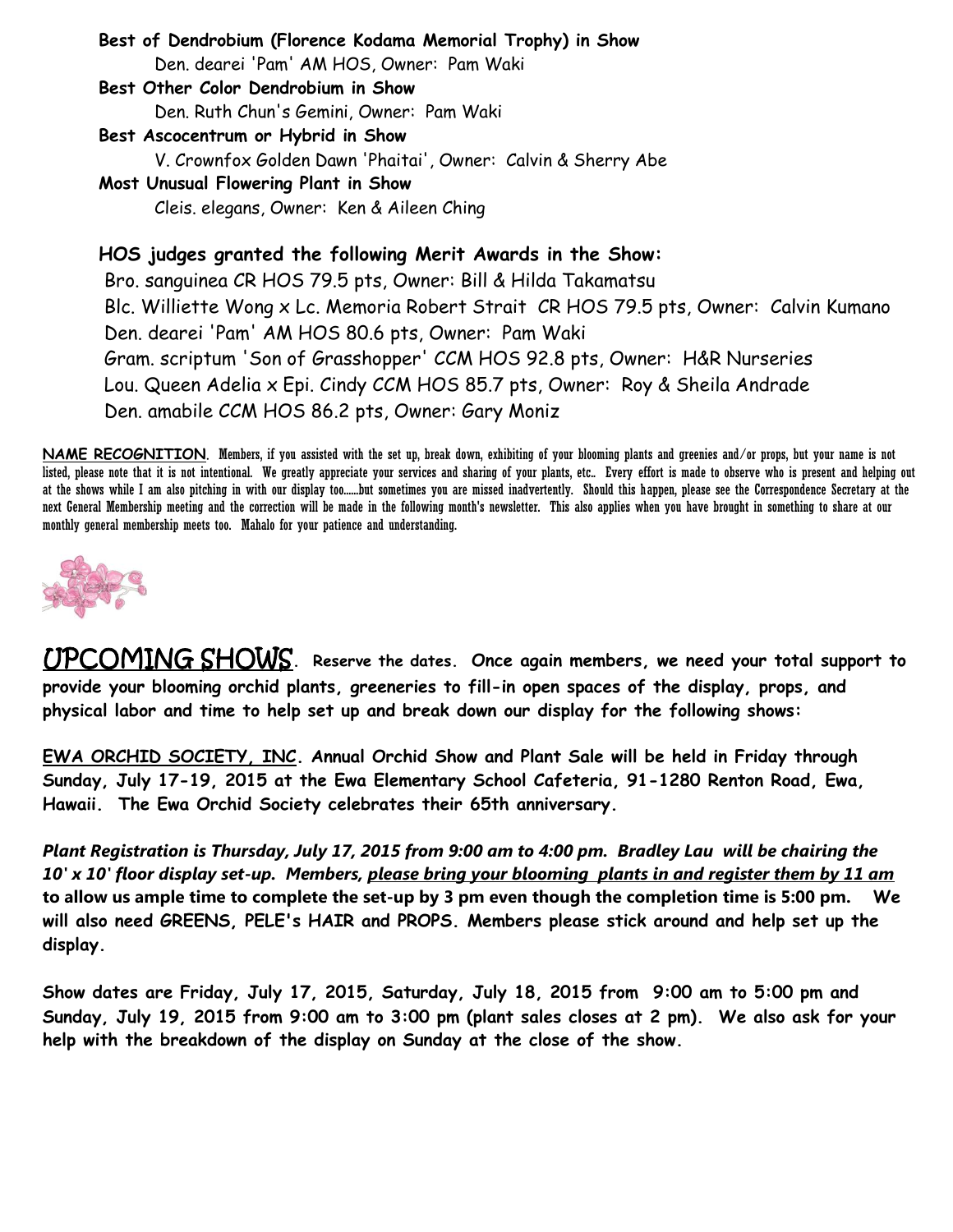**Best of Dendrobium (Florence Kodama Memorial Trophy) in Show**
Den. dearei 'Pam' AM HOS, Owner: Pam Waki

**Best Other Color Dendrobium in Show**
Den. Ruth Chun's Gemini, Owner: Pam Waki

**Best Ascocentrum or Hybrid in Show**
V. Crownfox Golden Dawn 'Phaitai', Owner: Calvin & Sherry Abe

**Most Unusual Flowering Plant in Show**
Cleis. elegans, Owner: Ken & Aileen Ching

**HOS judges granted the following Merit Awards in the Show:**

Bro. sanguinea CR HOS 79.5 pts, Owner: Bill & Hilda Takamatsu
Blc. Williette Wong x Lc. Memoria Robert Strait CR HOS 79.5 pts, Owner: Calvin Kumano
Den. dearei 'Pam' AM HOS 80.6 pts, Owner: Pam Waki
Gram. scriptum 'Son of Grasshopper' CCM HOS 92.8 pts, Owner: H&R Nurseries
Lou. Queen Adelia x Epi. Cindy CCM HOS 85.7 pts, Owner: Roy & Sheila Andrade
Den. amabile CCM HOS 86.2 pts, Owner: Gary Moniz

**NAME RECOGNITION**. Members, if you assisted with the set up, break down, exhibiting of your blooming plants and greenies and/or props, but your name is not listed, please note that it is not intentional. We greatly appreciate your services and sharing of your plants, etc.. Every effort is made to observe who is present and helping out at the shows while I am also pitching in with our display too......but sometimes you are missed inadvertently. Should this happen, please see the Correspondence Secretary at the next General Membership meeting and the correction will be made in the following month's newsletter. This also applies when you have brought in something to share at our monthly general membership meets too. Mahalo for your patience and understanding.

**UPCOMING SHOWS**. **Reserve the dates. Once again members, we need your total support to provide your blooming orchid plants, greeneries to fill-in open spaces of the display, props, and physical labor and time to help set up and break down our display for the following shows:**

**EWA ORCHID SOCIETY, INC. Annual Orchid Show and Plant Sale will be held in Friday through Sunday, July 17-19, 2015 at the Ewa Elementary School Cafeteria, 91-1280 Renton Road, Ewa, Hawaii. The Ewa Orchid Society celebrates their 65th anniversary.**

***Plant Registration is Thursday, July 17, 2015 from 9:00 am to 4:00 pm. Bradley Lau will be chairing the 10' x 10' floor display set-up. Members, please bring your blooming plants in and register them by 11 am*** **to allow us ample time to complete the set-up by 3 pm even though the completion time is 5:00 pm. We will also need GREENS, PELE's HAIR and PROPS. Members please stick around and help set up the display.**

**Show dates are Friday, July 17, 2015, Saturday, July 18, 2015 from 9:00 am to 5:00 pm and Sunday, July 19, 2015 from 9:00 am to 3:00 pm (plant sales closes at 2 pm). We also ask for your help with the breakdown of the display on Sunday at the close of the show.**